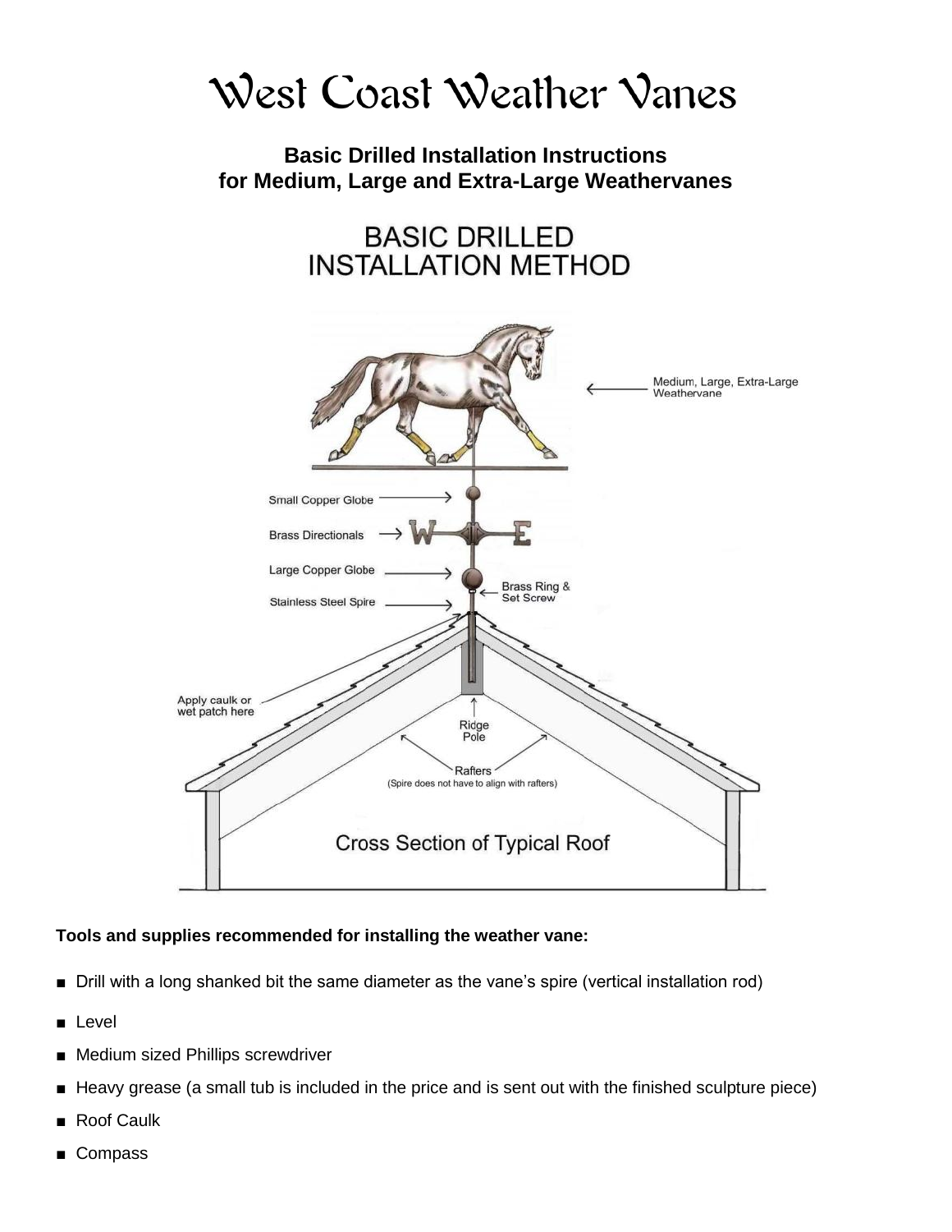# West Coast Weather Vanes

**Basic Drilled Installation Instructions for Medium, Large and Extra-Large Weathervanes**

## BASIC DRILLED INSTALLATION METHOD

Medium, Large, Extra-Large Weathervane

Small Copper Globe

Brass Directionals

Large Copper Globe

Brass Ring & Set Screw

Stainless Steel Spire

Apply caulk or wet patch here

Ridge Pole

Rafters (Spire does not have to align with rafters)

Cross Section of Typical Roof

**Tools and supplies recommended for installing the weather vane:**

- Drill with a long shanked bit the same diameter as the vane's spire (vertical installation rod)
- Level
- Medium sized Phillips screwdriver
- Heavy grease (a small tub is included in the price and is sent out with the finished sculpture piece)
- Roof Caulk
- Compass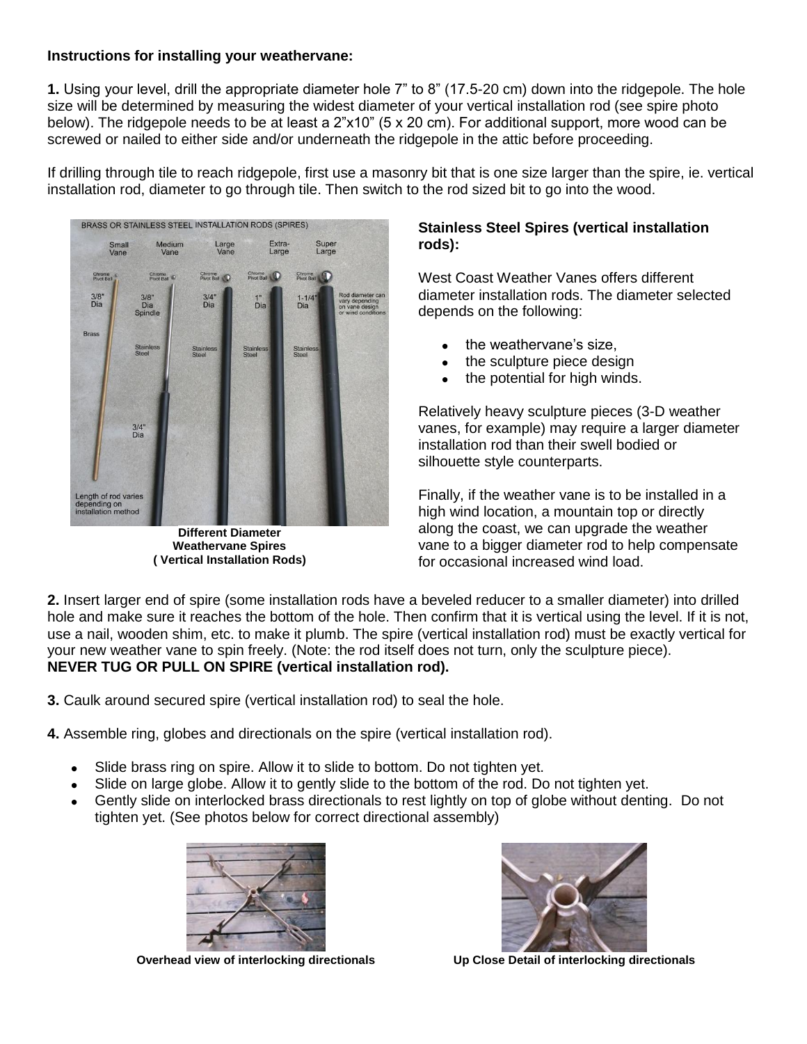**Instructions for installing your weathervane:**

**1.** Using your level, drill the appropriate diameter hole 7” to 8” (17.5-20 cm) down into the ridgepole. The hole size will be determined by measuring the widest diameter of your vertical installation rod (see spire photo below). The ridgepole needs to be at least a 2”x10” (5 x 20 cm). For additional support, more wood can be screwed or nailed to either side and/or underneath the ridgepole in the attic before proceeding.

If drilling through tile to reach ridgepole, first use a masonry bit that is one size larger than the spire, ie. vertical installation rod, diameter to go through tile. Then switch to the rod sized bit to go into the wood.

**Different Diameter Weathervane Spires ( Vertical Installation Rods)**

**Stainless Steel Spires (vertical installation rods):**

West Coast Weather Vanes offers different diameter installation rods. The diameter selected depends on the following:

- the weathervane’s size,
- the sculpture piece design
- the potential for high winds.

Relatively heavy sculpture pieces (3-D weather vanes, for example) may require a larger diameter installation rod than their swell bodied or silhouette style counterparts.

Finally, if the weather vane is to be installed in a high wind location, a mountain top or directly along the coast, we can upgrade the weather vane to a bigger diameter rod to help compensate for occasional increased wind load.

**2.** Insert larger end of spire (some installation rods have a beveled reducer to a smaller diameter) into drilled hole and make sure it reaches the bottom of the hole. Then confirm that it is vertical using the level. If it is not, use a nail, wooden shim, etc. to make it plumb. The spire (vertical installation rod) must be exactly vertical for your new weather vane to spin freely. (Note: the rod itself does not turn, only the sculpture piece).
**NEVER TUG OR PULL ON SPIRE (vertical installation rod).**

**3.** Caulk around secured spire (vertical installation rod) to seal the hole.

**4.** Assemble ring, globes and directionals on the spire (vertical installation rod).

- Slide brass ring on spire. Allow it to slide to bottom. Do not tighten yet.
- Slide on large globe. Allow it to gently slide to the bottom of the rod. Do not tighten yet.
- Gently slide on interlocked brass directionals to rest lightly on top of globe without denting. Do not tighten yet. (See photos below for correct directional assembly)

**Overhead view of interlocking directionals**

**Up Close Detail of interlocking directionals**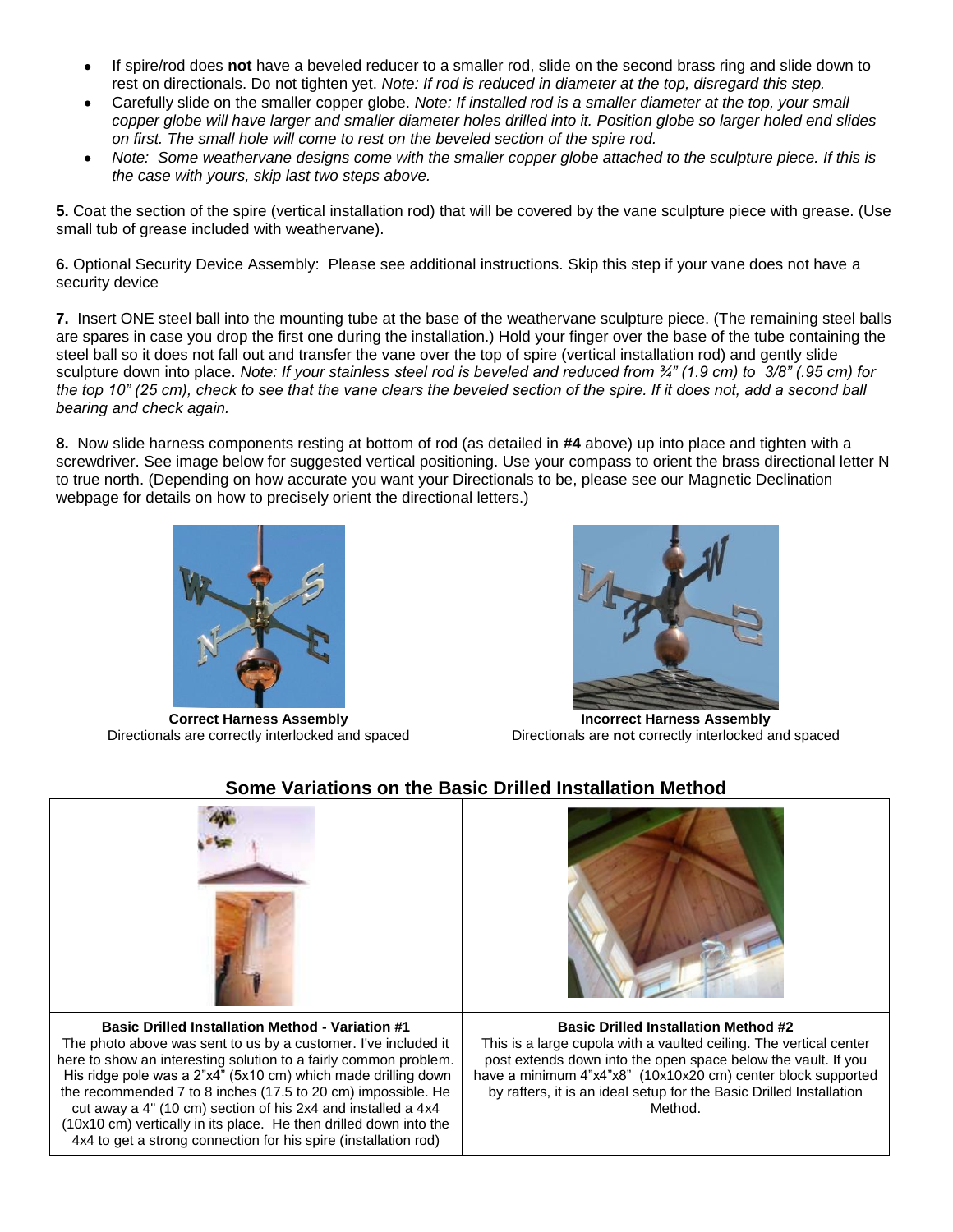- If spire/rod does **not** have a beveled reducer to a smaller rod, slide on the second brass ring and slide down to rest on directionals. Do not tighten yet. *Note: If rod is reduced in diameter at the top, disregard this step.*
- Carefully slide on the smaller copper globe. *Note: If installed rod is a smaller diameter at the top, your small copper globe will have larger and smaller diameter holes drilled into it. Position globe so larger holed end slides on first. The small hole will come to rest on the beveled section of the spire rod.*
- *Note: Some weathervane designs come with the smaller copper globe attached to the sculpture piece. If this is the case with yours, skip last two steps above.*

**5.** Coat the section of the spire (vertical installation rod) that will be covered by the vane sculpture piece with grease. (Use small tub of grease included with weathervane).

**6.** Optional Security Device Assembly: Please see additional instructions. Skip this step if your vane does not have a security device

**7.** Insert ONE steel ball into the mounting tube at the base of the weathervane sculpture piece. (The remaining steel balls are spares in case you drop the first one during the installation.) Hold your finger over the base of the tube containing the steel ball so it does not fall out and transfer the vane over the top of spire (vertical installation rod) and gently slide sculpture down into place. *Note: If your stainless steel rod is beveled and reduced from ¾" (1.9 cm) to 3/8" (.95 cm) for the top 10" (25 cm), check to see that the vane clears the beveled section of the spire. If it does not, add a second ball bearing and check again.*

**8.** Now slide harness components resting at bottom of rod (as detailed in **#4** above) up into place and tighten with a screwdriver. See image below for suggested vertical positioning. Use your compass to orient the brass directional letter N to true north. (Depending on how accurate you want your Directionals to be, please see our Magnetic Declination webpage for details on how to precisely orient the directional letters.)

**Correct Harness Assembly**
Directionals are correctly interlocked and spaced

**Incorrect Harness Assembly**
Directionals are **not** correctly interlocked and spaced

## Some Variations on the Basic Drilled Installation Method

| **Basic Drilled Installation Method - Variation #1** | **Basic Drilled Installation Method #2** |
|---|---|
| The photo above was sent to us by a customer. I've included it here to show an interesting solution to a fairly common problem. His ridge pole was a 2"x4" (5x10 cm) which made drilling down the recommended 7 to 8 inches (17.5 to 20 cm) impossible. He cut away a 4" (10 cm) section of his 2x4 and installed a 4x4 (10x10 cm) vertically in its place. He then drilled down into the 4x4 to get a strong connection for his spire (installation rod) | This is a large cupola with a vaulted ceiling. The vertical center post extends down into the open space below the vault. If you have a minimum 4"x4"x8" (10x10x20 cm) center block supported by rafters, it is an ideal setup for the Basic Drilled Installation Method. |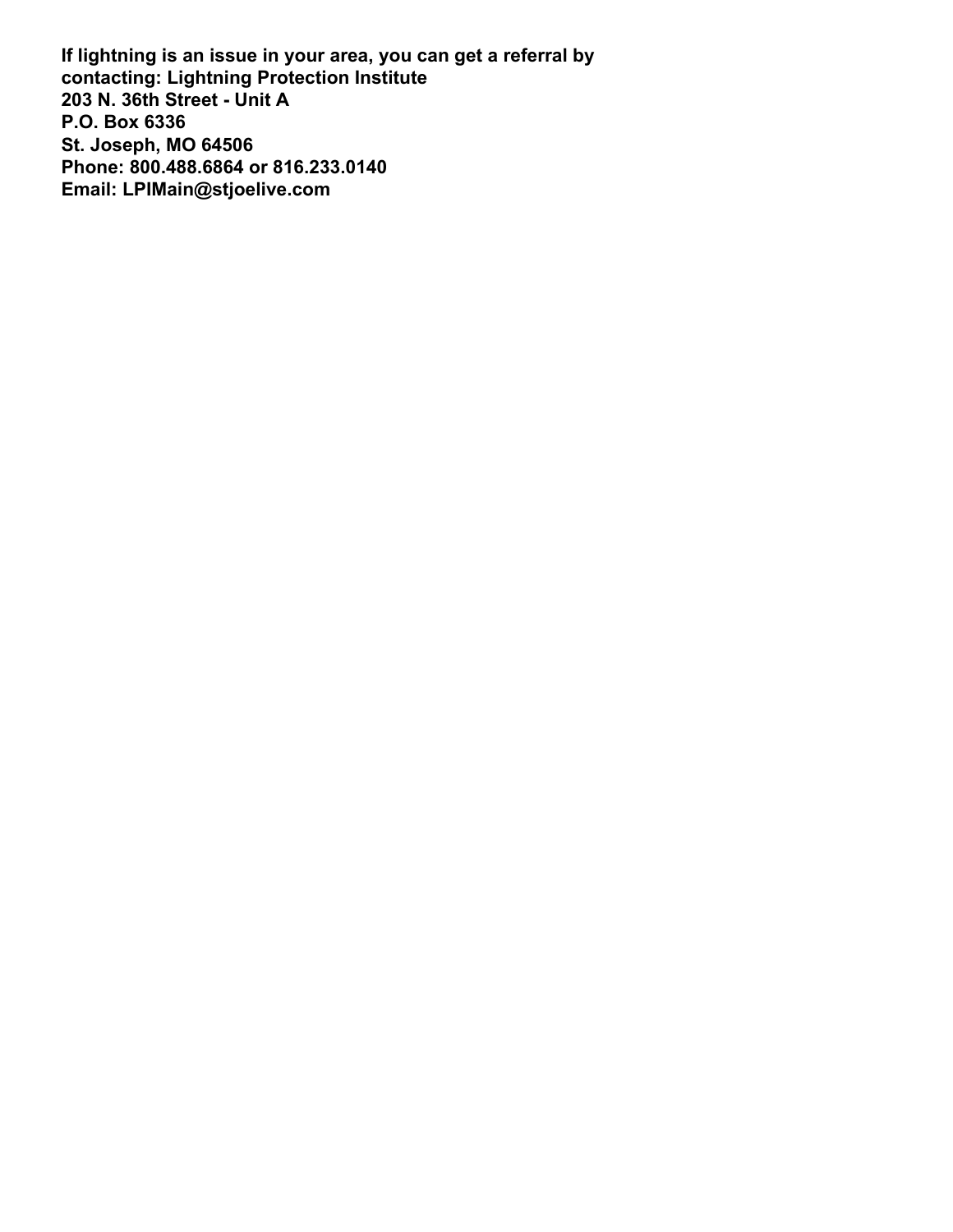**If lightning is an issue in your area, you can get a referral by contacting: Lightning Protection Institute**
**203 N. 36th Street - Unit A**
**P.O. Box 6336**
**St. Joseph, MO 64506**
**Phone: 800.488.6864 or 816.233.0140**
**Email: LPIMain@stjoelive.com**